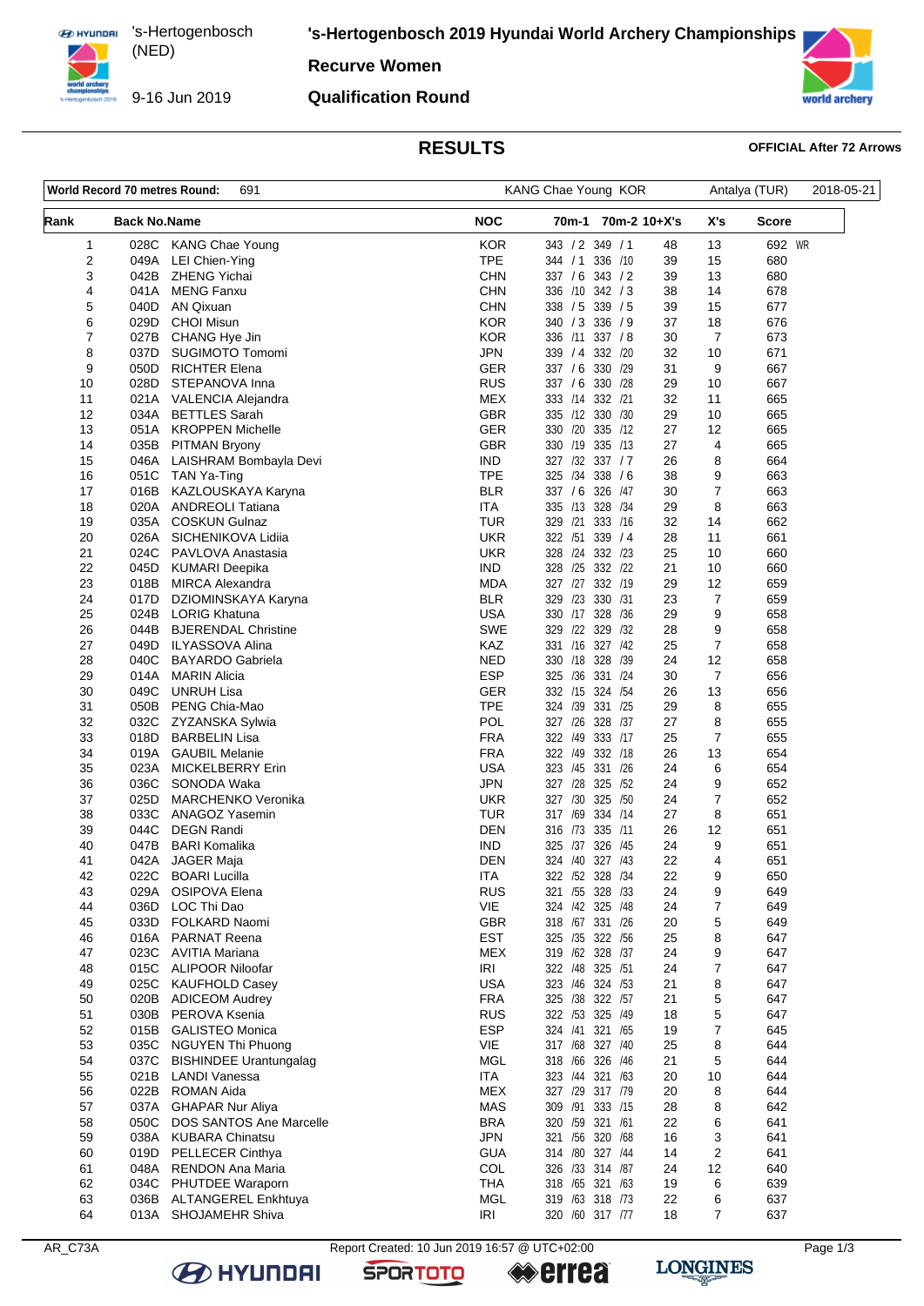's-Hertogenbosch (NED)

9-16 Jun 2019

# 's-Hertogenbosch 2019 Hyundai World Archery Championships

## Recurve Women

## Qualification Round

## RESULTS

**OFFICIAL After 72 Arrows**

| World Record 70 metres Round: | 691 | KANG Chae Young KOR | Antalya (TUR) | 2018-05-21 |
|---|---|---|---|---|

| Rank | Back No. | Name | NOC | 70m-1 | 70m-2 | 10+X's | X's | Score |
|---|---|---|---|---|---|---|---|---|
| 1 | 028C | KANG Chae Young | KOR | 343 / 2 | 349 / 1 | 48 | 13 | 692 WR |
| 2 | 049A | LEI Chien-Ying | TPE | 344 / 1 | 336 /10 | 39 | 15 | 680 |
| 3 | 042B | ZHENG Yichai | CHN | 337 / 6 | 343 / 2 | 39 | 13 | 680 |
| 4 | 041A | MENG Fanxu | CHN | 336 /10 | 342 / 3 | 38 | 14 | 678 |
| 5 | 040D | AN Qixuan | CHN | 338 / 5 | 339 / 5 | 39 | 15 | 677 |
| 6 | 029D | CHOI Misun | KOR | 340 / 3 | 336 / 9 | 37 | 18 | 676 |
| 7 | 027B | CHANG Hye Jin | KOR | 336 /11 | 337 / 8 | 30 | 7 | 673 |
| 8 | 037D | SUGIMOTO Tomomi | JPN | 339 / 4 | 332 /20 | 32 | 10 | 671 |
| 9 | 050D | RICHTER Elena | GER | 337 / 6 | 330 /29 | 31 | 9 | 667 |
| 10 | 028D | STEPANOVA Inna | RUS | 337 / 6 | 330 /28 | 29 | 10 | 667 |
| 11 | 021A | VALENCIA Alejandra | MEX | 333 /14 | 332 /21 | 32 | 11 | 665 |
| 12 | 034A | BETTLES Sarah | GBR | 335 /12 | 330 /30 | 29 | 10 | 665 |
| 13 | 051A | KROPPEN Michelle | GER | 330 /20 | 335 /12 | 27 | 12 | 665 |
| 14 | 035B | PITMAN Bryony | GBR | 330 /19 | 335 /13 | 27 | 4 | 665 |
| 15 | 046A | LAISHRAM Bombayla Devi | IND | 327 /32 | 337 / 7 | 26 | 8 | 664 |
| 16 | 051C | TAN Ya-Ting | TPE | 325 /34 | 338 / 6 | 38 | 9 | 663 |
| 17 | 016B | KAZLOUSKAYA Karyna | BLR | 337 / 6 | 326 /47 | 30 | 7 | 663 |
| 18 | 020A | ANDREOLI Tatiana | ITA | 335 /13 | 328 /34 | 29 | 8 | 663 |
| 19 | 035A | COSKUN Gulnaz | TUR | 329 /21 | 333 /16 | 32 | 14 | 662 |
| 20 | 026A | SICHENIKOVA Lidiia | UKR | 322 /51 | 339 / 4 | 28 | 11 | 661 |
| 21 | 024C | PAVLOVA Anastasia | UKR | 328 /24 | 332 /23 | 25 | 10 | 660 |
| 22 | 045D | KUMARI Deepika | IND | 328 /25 | 332 /22 | 21 | 10 | 660 |
| 23 | 018B | MIRCA Alexandra | MDA | 327 /27 | 332 /19 | 29 | 12 | 659 |
| 24 | 017D | DZIOMINSKAYA Karyna | BLR | 329 /23 | 330 /31 | 23 | 7 | 659 |
| 25 | 024B | LORIG Khatuna | USA | 330 /17 | 328 /36 | 29 | 9 | 658 |
| 26 | 044B | BJERENDAL Christine | SWE | 329 /22 | 329 /32 | 28 | 9 | 658 |
| 27 | 049D | ILYASSOVA Alina | KAZ | 331 /16 | 327 /42 | 25 | 7 | 658 |
| 28 | 040C | BAYARDO Gabriela | NED | 330 /18 | 328 /39 | 24 | 12 | 658 |
| 29 | 014A | MARIN Alicia | ESP | 325 /36 | 331 /24 | 30 | 7 | 656 |
| 30 | 049C | UNRUH Lisa | GER | 332 /15 | 324 /54 | 26 | 13 | 656 |
| 31 | 050B | PENG Chia-Mao | TPE | 324 /39 | 331 /25 | 29 | 8 | 655 |
| 32 | 032C | ZYZANSKA Sylwia | POL | 327 /26 | 328 /37 | 27 | 8 | 655 |
| 33 | 018D | BARBELIN Lisa | FRA | 322 /49 | 333 /17 | 25 | 7 | 655 |
| 34 | 019A | GAUBIL Melanie | FRA | 322 /49 | 332 /18 | 26 | 13 | 654 |
| 35 | 023A | MICKELBERRY Erin | USA | 323 /45 | 331 /26 | 24 | 6 | 654 |
| 36 | 036C | SONODA Waka | JPN | 327 /28 | 325 /52 | 24 | 9 | 652 |
| 37 | 025D | MARCHENKO Veronika | UKR | 327 /30 | 325 /50 | 24 | 7 | 652 |
| 38 | 033C | ANAGOZ Yasemin | TUR | 317 /69 | 334 /14 | 27 | 8 | 651 |
| 39 | 044C | DEGN Randi | DEN | 316 /73 | 335 /11 | 26 | 12 | 651 |
| 40 | 047B | BARI Komalika | IND | 325 /37 | 326 /45 | 24 | 9 | 651 |
| 41 | 042A | JAGER Maja | DEN | 324 /40 | 327 /43 | 22 | 4 | 651 |
| 42 | 022C | BOARI Lucilla | ITA | 322 /52 | 328 /34 | 22 | 9 | 650 |
| 43 | 029A | OSIPOVA Elena | RUS | 321 /55 | 328 /33 | 24 | 9 | 649 |
| 44 | 036D | LOC Thi Dao | VIE | 324 /42 | 325 /48 | 24 | 7 | 649 |
| 45 | 033D | FOLKARD Naomi | GBR | 318 /67 | 331 /26 | 20 | 5 | 649 |
| 46 | 016A | PARNAT Reena | EST | 325 /35 | 322 /56 | 25 | 8 | 647 |
| 47 | 023C | AVITIA Mariana | MEX | 319 /62 | 328 /37 | 24 | 9 | 647 |
| 48 | 015C | ALIPOOR Niloofar | IRI | 322 /48 | 325 /51 | 24 | 7 | 647 |
| 49 | 025C | KAUFHOLD Casey | USA | 323 /46 | 324 /53 | 21 | 8 | 647 |
| 50 | 020B | ADICEOM Audrey | FRA | 325 /38 | 322 /57 | 21 | 5 | 647 |
| 51 | 030B | PEROVA Ksenia | RUS | 322 /53 | 325 /49 | 18 | 5 | 647 |
| 52 | 015B | GALISTEO Monica | ESP | 324 /41 | 321 /65 | 19 | 7 | 645 |
| 53 | 035C | NGUYEN Thi Phuong | VIE | 317 /68 | 327 /40 | 25 | 8 | 644 |
| 54 | 037C | BISHINDEE Urantungalag | MGL | 318 /66 | 326 /46 | 21 | 5 | 644 |
| 55 | 021B | LANDI Vanessa | ITA | 323 /44 | 321 /63 | 20 | 10 | 644 |
| 56 | 022B | ROMAN Aida | MEX | 327 /29 | 317 /79 | 20 | 8 | 644 |
| 57 | 037A | GHAPAR Nur Aliya | MAS | 309 /91 | 333 /15 | 28 | 8 | 642 |
| 58 | 050C | DOS SANTOS Ane Marcelle | BRA | 320 /59 | 321 /61 | 22 | 6 | 641 |
| 59 | 038A | KUBARA Chinatsu | JPN | 321 /56 | 320 /68 | 16 | 3 | 641 |
| 60 | 019D | PELLECER Cinthya | GUA | 314 /80 | 327 /44 | 14 | 2 | 641 |
| 61 | 048A | RENDON Ana Maria | COL | 326 /33 | 314 /87 | 24 | 12 | 640 |
| 62 | 034C | PHUTDEE Waraporn | THA | 318 /65 | 321 /63 | 19 | 6 | 639 |
| 63 | 036B | ALTANGEREL Enkhtuya | MGL | 319 /63 | 318 /73 | 22 | 6 | 637 |
| 64 | 013A | SHOJAMEHR Shiva | IRI | 320 /60 | 317 /77 | 18 | 7 | 637 |

AR_C73A Report Created: 10 Jun 2019 16:57 @ UTC+02:00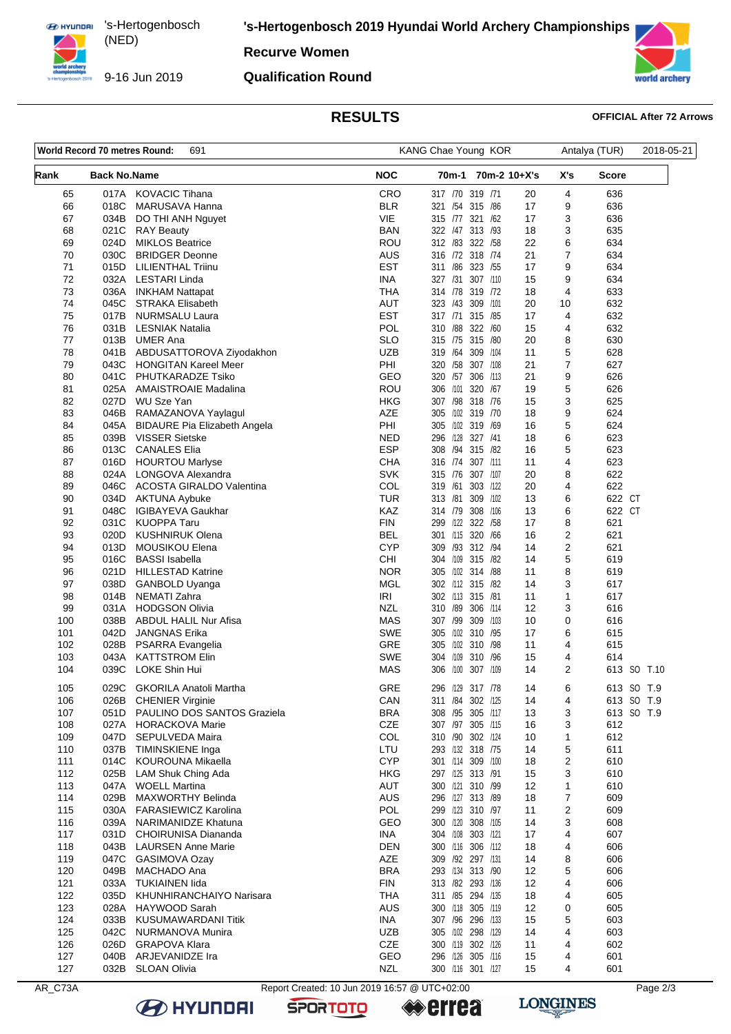# 's-Hertogenbosch 2019 Hyundai World Archery Championships

's-Hertogenbosch (NED)

9-16 Jun 2019

**Recurve Women**

**Qualification Round**

## RESULTS

**OFFICIAL After 72 Arrows**

| World Record 70 metres Round: | 691 | KANG Chae Young KOR | Antalya (TUR) | 2018-05-21 |
|---|---|---|---|---|

| Rank | Back No. | Name | NOC | 70m-1 | 70m-2 | 10+X's | X's | Score | |
|---|---|---|---|---|---|---|---|---|---|
| 65 | 017A | KOVACIC Tihana | CRO | 317 /70 | 319 /71 | 20 | 4 | 636 | |
| 66 | 018C | MARUSAVA Hanna | BLR | 321 /54 | 315 /86 | 17 | 9 | 636 | |
| 67 | 034B | DO THI ANH Nguyet | VIE | 315 /77 | 321 /62 | 17 | 3 | 636 | |
| 68 | 021C | RAY Beauty | BAN | 322 /47 | 313 /93 | 18 | 3 | 635 | |
| 69 | 024D | MIKLOS Beatrice | ROU | 312 /83 | 322 /58 | 22 | 6 | 634 | |
| 70 | 030C | BRIDGER Deonne | AUS | 316 /72 | 318 /74 | 21 | 7 | 634 | |
| 71 | 015D | LILIENTHAL Triinu | EST | 311 /86 | 323 /55 | 17 | 9 | 634 | |
| 72 | 032A | LESTARI Linda | INA | 327 /31 | 307 /110 | 15 | 9 | 634 | |
| 73 | 036A | INKHAM Nattapat | THA | 314 /78 | 319 /72 | 18 | 4 | 633 | |
| 74 | 045C | STRAKA Elisabeth | AUT | 323 /43 | 309 /101 | 20 | 10 | 632 | |
| 75 | 017B | NURMSALU Laura | EST | 317 /71 | 315 /85 | 17 | 4 | 632 | |
| 76 | 031B | LESNIAK Natalia | POL | 310 /88 | 322 /60 | 15 | 4 | 632 | |
| 77 | 013B | UMER Ana | SLO | 315 /75 | 315 /80 | 20 | 8 | 630 | |
| 78 | 041B | ABDUSATTOROVA Ziyodakhon | UZB | 319 /64 | 309 /104 | 11 | 5 | 628 | |
| 79 | 043C | HONGITAN Kareel Meer | PHI | 320 /58 | 307 /108 | 21 | 7 | 627 | |
| 80 | 041C | PHUTKARADZE Tsiko | GEO | 320 /57 | 306 /113 | 21 | 9 | 626 | |
| 81 | 025A | AMAISTROAIE Madalina | ROU | 306 /101 | 320 /67 | 19 | 5 | 626 | |
| 82 | 027D | WU Sze Yan | HKG | 307 /98 | 318 /76 | 15 | 3 | 625 | |
| 83 | 046B | RAMAZANOVA Yaylagul | AZE | 305 /102 | 319 /70 | 18 | 9 | 624 | |
| 84 | 045A | BIDAURE Pia Elizabeth Angela | PHI | 305 /102 | 319 /69 | 16 | 5 | 624 | |
| 85 | 039B | VISSER Sietske | NED | 296 /128 | 327 /41 | 18 | 6 | 623 | |
| 86 | 013C | CANALES Elia | ESP | 308 /94 | 315 /82 | 16 | 5 | 623 | |
| 87 | 016D | HOURTOU Marlyse | CHA | 316 /74 | 307 /111 | 11 | 4 | 623 | |
| 88 | 024A | LONGOVA Alexandra | SVK | 315 /76 | 307 /107 | 20 | 8 | 622 | |
| 89 | 046C | ACOSTA GIRALDO Valentina | COL | 319 /61 | 303 /122 | 20 | 4 | 622 | |
| 90 | 034D | AKTUNA Aybuke | TUR | 313 /81 | 309 /102 | 13 | 6 | 622 | CT |
| 91 | 048C | IGIBAYEVA Gaukhar | KAZ | 314 /79 | 308 /106 | 13 | 6 | 622 | CT |
| 92 | 031C | KUOPPA Taru | FIN | 299 /122 | 322 /58 | 17 | 8 | 621 | |
| 93 | 020D | KUSHNIRUK Olena | BEL | 301 /115 | 320 /66 | 16 | 2 | 621 | |
| 94 | 013D | MOUSIKOU Elena | CYP | 309 /93 | 312 /94 | 14 | 2 | 621 | |
| 95 | 016C | BASSI Isabella | CHI | 304 /109 | 315 /82 | 14 | 5 | 619 | |
| 96 | 021D | HILLESTAD Katrine | NOR | 305 /102 | 314 /88 | 11 | 8 | 619 | |
| 97 | 038D | GANBOLD Uyanga | MGL | 302 /112 | 315 /82 | 14 | 3 | 617 | |
| 98 | 014B | NEMATI Zahra | IRI | 302 /113 | 315 /81 | 11 | 1 | 617 | |
| 99 | 031A | HODGSON Olivia | NZL | 310 /89 | 306 /114 | 12 | 3 | 616 | |
| 100 | 038B | ABDUL HALIL Nur Afisa | MAS | 307 /99 | 309 /103 | 10 | 0 | 616 | |
| 101 | 042D | JANGNAS Erika | SWE | 305 /102 | 310 /95 | 17 | 6 | 615 | |
| 102 | 028B | PSARRA Evangelia | GRE | 305 /102 | 310 /98 | 11 | 4 | 615 | |
| 103 | 043A | KATTSTROM Elin | SWE | 304 /109 | 310 /96 | 15 | 4 | 614 | |
| 104 | 039C | LOKE Shin Hui | MAS | 306 /100 | 307 /109 | 14 | 2 | 613 | SO T.10 |
| 105 | 029C | GKORILA Anatoli Martha | GRE | 296 /129 | 317 /78 | 14 | 6 | 613 | SO T.9 |
| 106 | 026B | CHENIER Virginie | CAN | 311 /84 | 302 /125 | 14 | 4 | 613 | SO T.9 |
| 107 | 051D | PAULINO DOS SANTOS Graziela | BRA | 308 /95 | 305 /117 | 13 | 3 | 613 | SO T.9 |
| 108 | 027A | HORACKOVA Marie | CZE | 307 /97 | 305 /115 | 16 | 3 | 612 | |
| 109 | 047D | SEPULVEDA Maira | COL | 310 /90 | 302 /124 | 10 | 1 | 612 | |
| 110 | 037B | TIMINSKIENE Inga | LTU | 293 /132 | 318 /75 | 14 | 5 | 611 | |
| 111 | 014C | KOUROUNA Mikaella | CYP | 301 /114 | 309 /100 | 18 | 2 | 610 | |
| 112 | 025B | LAM Shuk Ching Ada | HKG | 297 /125 | 313 /91 | 15 | 3 | 610 | |
| 113 | 047A | WOELL Martina | AUT | 300 /121 | 310 /99 | 12 | 1 | 610 | |
| 114 | 029B | MAXWORTHY Belinda | AUS | 296 /127 | 313 /89 | 18 | 7 | 609 | |
| 115 | 030A | FARASIEWICZ Karolina | POL | 299 /123 | 310 /97 | 11 | 2 | 609 | |
| 116 | 039A | NARIMANIDZE Khatuna | GEO | 300 /120 | 308 /105 | 14 | 3 | 608 | |
| 117 | 031D | CHOIRUNISA Diananda | INA | 304 /108 | 303 /121 | 17 | 4 | 607 | |
| 118 | 043B | LAURSEN Anne Marie | DEN | 300 /116 | 306 /112 | 18 | 4 | 606 | |
| 119 | 047C | GASIMOVA Ozay | AZE | 309 /92 | 297 /131 | 14 | 8 | 606 | |
| 120 | 049B | MACHADO Ana | BRA | 293 /134 | 313 /90 | 12 | 5 | 606 | |
| 121 | 033A | TUKIAINEN Iida | FIN | 313 /82 | 293 /136 | 12 | 4 | 606 | |
| 122 | 035D | KHUNHIRANCHAIYO Narisara | THA | 311 /85 | 294 /135 | 18 | 4 | 605 | |
| 123 | 028A | HAYWOOD Sarah | AUS | 300 /118 | 305 /119 | 12 | 0 | 605 | |
| 124 | 033B | KUSUMAWARDANI Titik | INA | 307 /96 | 296 /133 | 15 | 5 | 603 | |
| 125 | 042C | NURMANOVA Munira | UZB | 305 /102 | 298 /129 | 14 | 4 | 603 | |
| 126 | 026D | GRAPOVA Klara | CZE | 300 /119 | 302 /126 | 11 | 4 | 602 | |
| 127 | 040B | ARJEVANIDZE Ira | GEO | 296 /126 | 305 /116 | 15 | 4 | 601 | |
| 127 | 032B | SLOAN Olivia | NZL | 300 /116 | 301 /127 | 15 | 4 | 601 | |

AR_C73A Report Created: 10 Jun 2019 16:57 @ UTC+02:00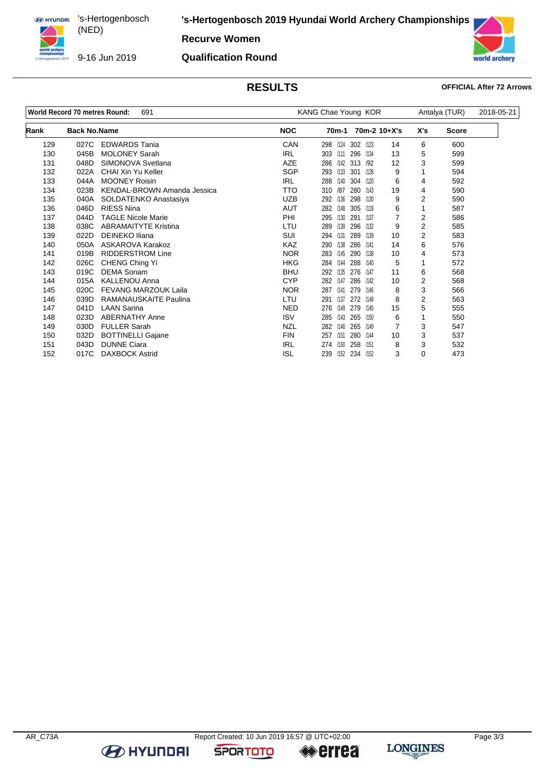# 's-Hertogenbosch 2019 Hyundai World Archery Championships

's-Hertogenbosch (NED)

9-16 Jun 2019

**Recurve Women**

**Qualification Round**

## RESULTS

**OFFICIAL After 72 Arrows**

| World Record 70 metres Round: 691 | KANG Chae Young KOR | Antalya (TUR) | 2018-05-21 |
|---|---|---|---|

| Rank | Back No. | Name | NOC | 70m-1 | | 70m-2 | | 10+X's | X's | Score |
|---|---|---|---|---|---|---|---|---|---|---|
| 129 | 027C | EDWARDS Tania | CAN | 298 | /124 | 302 | /123 | 14 | 6 | 600 |
| 130 | 045B | MOLONEY Sarah | IRL | 303 | /111 | 296 | /134 | 13 | 5 | 599 |
| 131 | 048D | SIMONOVA Svetlana | AZE | 286 | /142 | 313 | /92 | 12 | 3 | 599 |
| 132 | 022A | CHAI Xin Yu Keller | SGP | 293 | /133 | 301 | /128 | 9 | 1 | 594 |
| 133 | 044A | MOONEY Roisin | IRL | 288 | /140 | 304 | /120 | 6 | 4 | 592 |
| 134 | 023B | KENDAL-BROWN Amanda Jessica | TTO | 310 | /87 | 280 | /143 | 19 | 4 | 590 |
| 135 | 040A | SOLDATENKO Anastasiya | UZB | 292 | /136 | 298 | /130 | 9 | 2 | 590 |
| 136 | 046D | RIESS Nina | AUT | 282 | /148 | 305 | /118 | 6 | 1 | 587 |
| 137 | 044D | TAGLE Nicole Marie | PHI | 295 | /130 | 291 | /137 | 7 | 2 | 586 |
| 138 | 038C | ABRAMAITYTE Kristina | LTU | 289 | /139 | 296 | /132 | 9 | 2 | 585 |
| 139 | 022D | DEINEKO Iliana | SUI | 294 | /131 | 289 | /139 | 10 | 2 | 583 |
| 140 | 050A | ASKAROVA Karakoz | KAZ | 290 | /138 | 286 | /141 | 14 | 6 | 576 |
| 141 | 019B | RIDDERSTROM Line | NOR | 283 | /145 | 290 | /138 | 10 | 4 | 573 |
| 142 | 026C | CHENG Ching Yi | HKG | 284 | /144 | 288 | /140 | 5 | 1 | 572 |
| 143 | 019C | DEMA Sonam | BHU | 292 | /135 | 276 | /147 | 11 | 6 | 568 |
| 144 | 015A | KALLENOU Anna | CYP | 282 | /147 | 286 | /142 | 10 | 2 | 568 |
| 145 | 020C | FEVANG MARZOUK Laila | NOR | 287 | /141 | 279 | /146 | 8 | 3 | 566 |
| 146 | 039D | RAMANAUSKAITE Paulina | LTU | 291 | /137 | 272 | /148 | 8 | 2 | 563 |
| 147 | 041D | LAAN Sarina | NED | 276 | /149 | 279 | /145 | 15 | 5 | 555 |
| 148 | 023D | ABERNATHY Anne | ISV | 285 | /143 | 265 | /150 | 6 | 1 | 550 |
| 149 | 030D | FULLER Sarah | NZL | 282 | /146 | 265 | /149 | 7 | 3 | 547 |
| 150 | 032D | BOTTINELLI Gajane | FIN | 257 | /151 | 280 | /144 | 10 | 3 | 537 |
| 151 | 043D | DUNNE Ciara | IRL | 274 | /150 | 258 | /151 | 8 | 3 | 532 |
| 152 | 017C | DAXBOCK Astrid | ISL | 239 | /152 | 234 | /152 | 3 | 0 | 473 |

AR_C73A Report Created: 10 Jun 2019 16:57 @ UTC+02:00